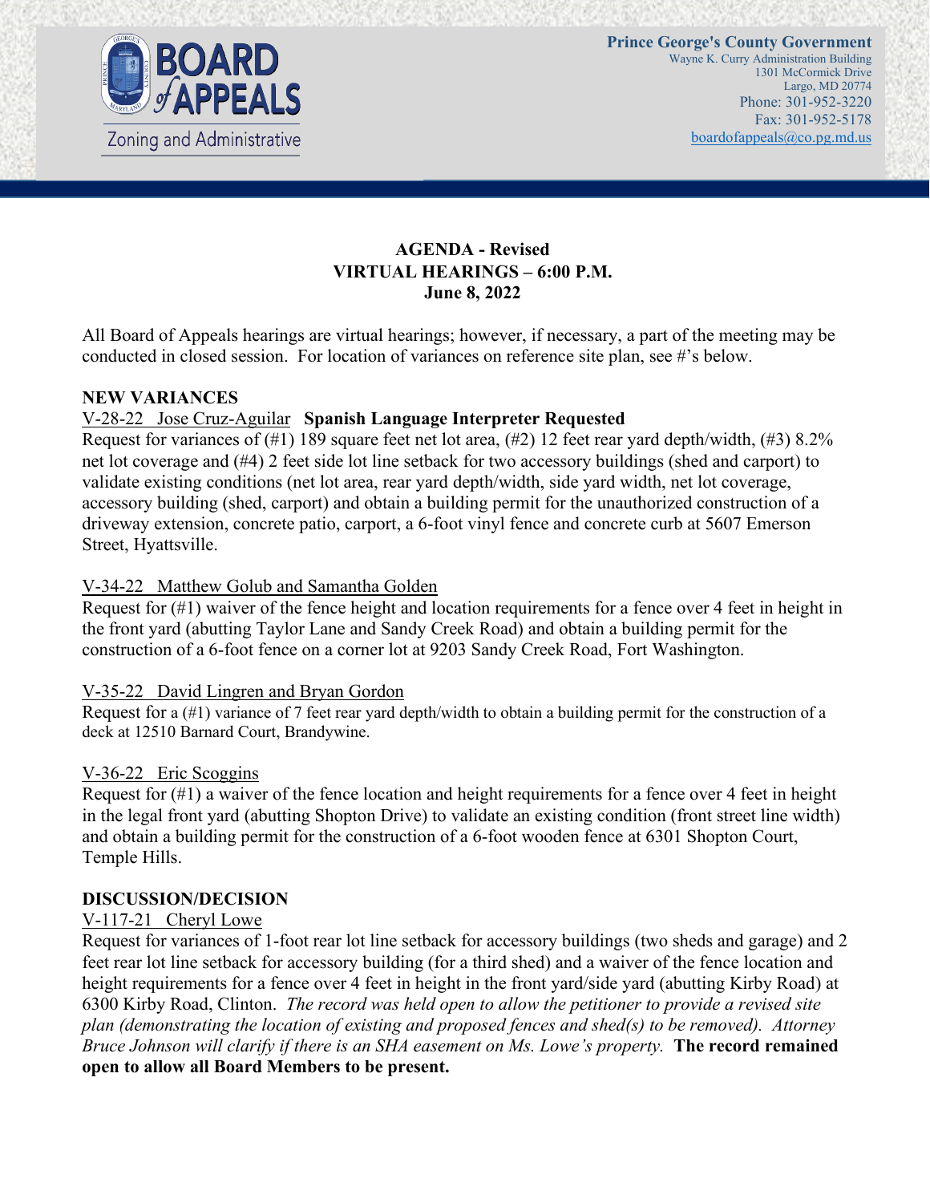**Prince George's County Government**
Wayne K. Curry Administration Building
1301 McCormick Drive
Largo, MD 20774
Phone: 301-952-3220
Fax: 301-952-5178
boardofappeals@co.pg.md.us

# AGENDA - Revised
## VIRTUAL HEARINGS – 6:00 P.M.
## June 8, 2022

All Board of Appeals hearings are virtual hearings; however, if necessary, a part of the meeting may be conducted in closed session. For location of variances on reference site plan, see #'s below.

### NEW VARIANCES

V-28-22 Jose Cruz-Aguilar **Spanish Language Interpreter Requested**
Request for variances of (#1) 189 square feet net lot area, (#2) 12 feet rear yard depth/width, (#3) 8.2% net lot coverage and (#4) 2 feet side lot line setback for two accessory buildings (shed and carport) to validate existing conditions (net lot area, rear yard depth/width, side yard width, net lot coverage, accessory building (shed, carport) and obtain a building permit for the unauthorized construction of a driveway extension, concrete patio, carport, a 6-foot vinyl fence and concrete curb at 5607 Emerson Street, Hyattsville.

V-34-22 Matthew Golub and Samantha Golden
Request for (#1) waiver of the fence height and location requirements for a fence over 4 feet in height in the front yard (abutting Taylor Lane and Sandy Creek Road) and obtain a building permit for the construction of a 6-foot fence on a corner lot at 9203 Sandy Creek Road, Fort Washington.

V-35-22 David Lingren and Bryan Gordon
Request for a (#1) variance of 7 feet rear yard depth/width to obtain a building permit for the construction of a deck at 12510 Barnard Court, Brandywine.

V-36-22 Eric Scoggins
Request for (#1) a waiver of the fence location and height requirements for a fence over 4 feet in height in the legal front yard (abutting Shopton Drive) to validate an existing condition (front street line width) and obtain a building permit for the construction of a 6-foot wooden fence at 6301 Shopton Court, Temple Hills.

### DISCUSSION/DECISION

V-117-21 Cheryl Lowe
Request for variances of 1-foot rear lot line setback for accessory buildings (two sheds and garage) and 2 feet rear lot line setback for accessory building (for a third shed) and a waiver of the fence location and height requirements for a fence over 4 feet in height in the front yard/side yard (abutting Kirby Road) at 6300 Kirby Road, Clinton. *The record was held open to allow the petitioner to provide a revised site plan (demonstrating the location of existing and proposed fences and shed(s) to be removed). Attorney Bruce Johnson will clarify if there is an SHA easement on Ms. Lowe's property.* **The record remained open to allow all Board Members to be present.**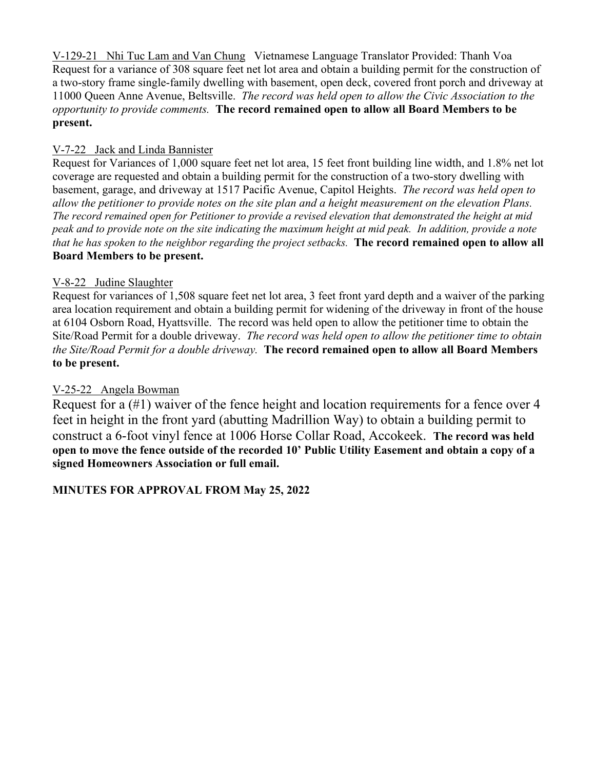V-129-21 Nhi Tuc Lam and Van Chung Vietnamese Language Translator Provided: Thanh Voa
Request for a variance of 308 square feet net lot area and obtain a building permit for the construction of a two-story frame single-family dwelling with basement, open deck, covered front porch and driveway at 11000 Queen Anne Avenue, Beltsville. *The record was held open to allow the Civic Association to the opportunity to provide comments.* **The record remained open to allow all Board Members to be present.**

V-7-22 Jack and Linda Bannister
Request for Variances of 1,000 square feet net lot area, 15 feet front building line width, and 1.8% net lot coverage are requested and obtain a building permit for the construction of a two-story dwelling with basement, garage, and driveway at 1517 Pacific Avenue, Capitol Heights. *The record was held open to allow the petitioner to provide notes on the site plan and a height measurement on the elevation Plans. The record remained open for Petitioner to provide a revised elevation that demonstrated the height at mid peak and to provide note on the site indicating the maximum height at mid peak. In addition, provide a note that he has spoken to the neighbor regarding the project setbacks.* **The record remained open to allow all Board Members to be present.**

V-8-22 Judine Slaughter
Request for variances of 1,508 square feet net lot area, 3 feet front yard depth and a waiver of the parking area location requirement and obtain a building permit for widening of the driveway in front of the house at 6104 Osborn Road, Hyattsville. The record was held open to allow the petitioner time to obtain the Site/Road Permit for a double driveway. *The record was held open to allow the petitioner time to obtain the Site/Road Permit for a double driveway.* **The record remained open to allow all Board Members to be present.**

V-25-22 Angela Bowman
Request for a (#1) waiver of the fence height and location requirements for a fence over 4 feet in height in the front yard (abutting Madrillion Way) to obtain a building permit to construct a 6-foot vinyl fence at 1006 Horse Collar Road, Accokeek. **The record was held open to move the fence outside of the recorded 10' Public Utility Easement and obtain a copy of a signed Homeowners Association or full email.**

**MINUTES FOR APPROVAL FROM May 25, 2022**